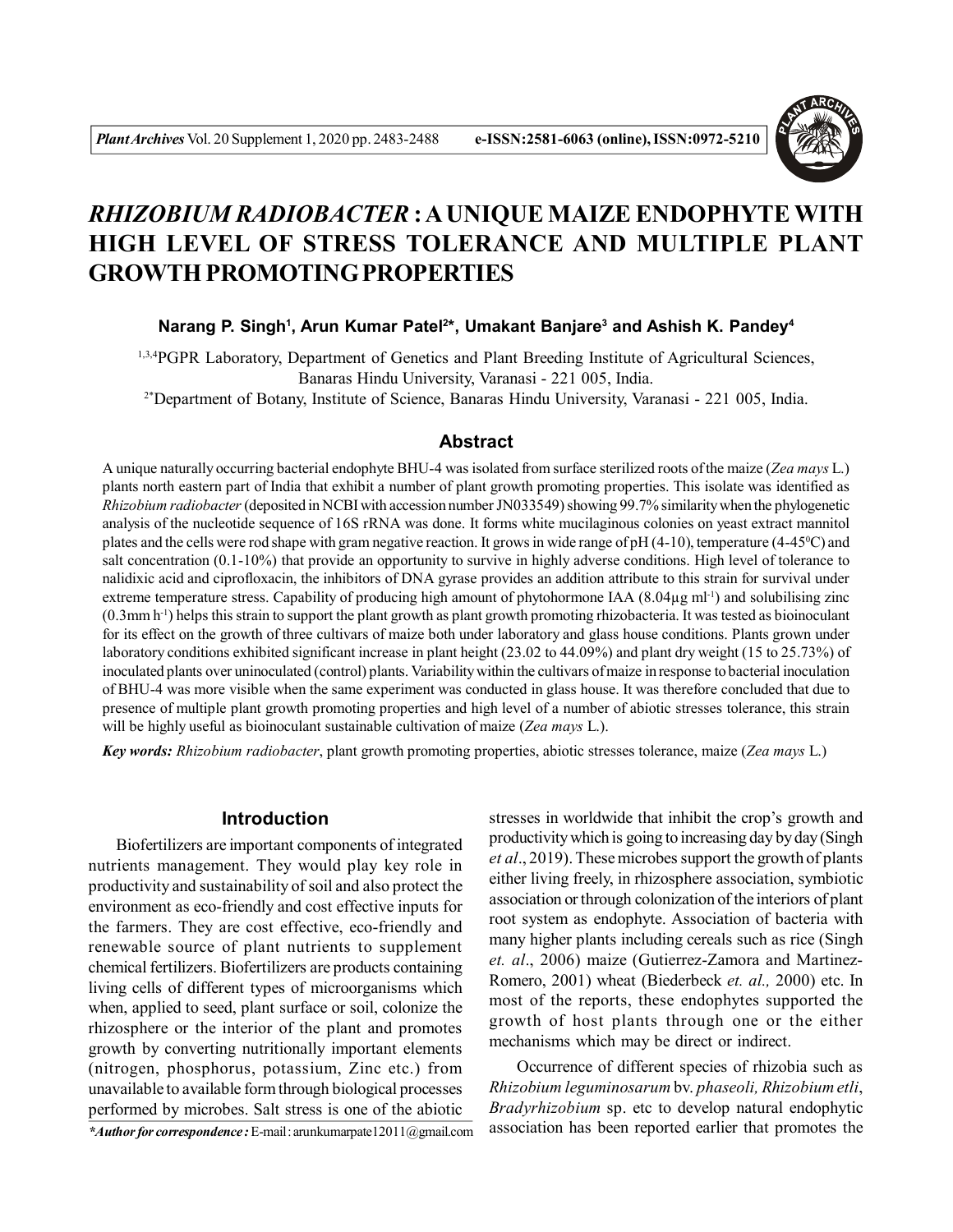# *RHIZOBIUM RADIOBACTER* : A UNIQUE MAIZE ENDOPHYTE WITH HIGH LEVEL OF STRESS TOLERANCE AND MULTIPLE PLANT GROWTH PROMOTING PROPERTIES

**Narang P. Singh[1], Arun Kumar Patel[2*], Umakant Banjare[3] and Ashish K. Pandey[4]**

[1,3,4]PGPR Laboratory, Department of Genetics and Plant Breeding Institute of Agricultural Sciences, Banaras Hindu University, Varanasi - 221 005, India.

[2*]Department of Botany, Institute of Science, Banaras Hindu University, Varanasi - 221 005, India.

## Abstract

A unique naturally occurring bacterial endophyte BHU-4 was isolated from surface sterilized roots of the maize (*Zea mays* L.) plants north eastern part of India that exhibit a number of plant growth promoting properties. This isolate was identified as *Rhizobium radiobacter* (deposited in NCBI with accession number JN033549) showing 99.7% similarity when the phylogenetic analysis of the nucleotide sequence of 16S rRNA was done. It forms white mucilaginous colonies on yeast extract mannitol plates and the cells were rod shape with gram negative reaction. It grows in wide range of pH (4-10), temperature (4-45$^0$C) and salt concentration (0.1-10%) that provide an opportunity to survive in highly adverse conditions. High level of tolerance to nalidixic acid and ciprofloxacin, the inhibitors of DNA gyrase provides an addition attribute to this strain for survival under extreme temperature stress. Capability of producing high amount of phytohormone IAA (8.04µg ml$^{-1}$) and solubilising zinc (0.3mm h$^{-1}$) helps this strain to support the plant growth as plant growth promoting rhizobacteria. It was tested as bioinoculant for its effect on the growth of three cultivars of maize both under laboratory and glass house conditions. Plants grown under laboratory conditions exhibited significant increase in plant height (23.02 to 44.09%) and plant dry weight (15 to 25.73%) of inoculated plants over uninoculated (control) plants. Variability within the cultivars of maize in response to bacterial inoculation of BHU-4 was more visible when the same experiment was conducted in glass house. It was therefore concluded that due to presence of multiple plant growth promoting properties and high level of a number of abiotic stresses tolerance, this strain will be highly useful as bioinoculant sustainable cultivation of maize (*Zea mays* L.).

***Key words:*** *Rhizobium radiobacter*, plant growth promoting properties, abiotic stresses tolerance, maize (*Zea mays* L.)

## Introduction

Biofertilizers are important components of integrated nutrients management. They would play key role in productivity and sustainability of soil and also protect the environment as eco-friendly and cost effective inputs for the farmers. They are cost effective, eco-friendly and renewable source of plant nutrients to supplement chemical fertilizers. Biofertilizers are products containing living cells of different types of microorganisms which when, applied to seed, plant surface or soil, colonize the rhizosphere or the interior of the plant and promotes growth by converting nutritionally important elements (nitrogen, phosphorus, potassium, Zinc etc.) from unavailable to available form through biological processes performed by microbes. Salt stress is one of the abiotic stresses in worldwide that inhibit the crop's growth and productivity which is going to increasing day by day (Singh *et al*., 2019). These microbes support the growth of plants either living freely, in rhizosphere association, symbiotic association or through colonization of the interiors of plant root system as endophyte. Association of bacteria with many higher plants including cereals such as rice (Singh *et. al*., 2006) maize (Gutierrez-Zamora and Martinez-Romero, 2001) wheat (Biederbeck *et. al.,* 2000) etc. In most of the reports, these endophytes supported the growth of host plants through one or the either mechanisms which may be direct or indirect.

Occurrence of different species of rhizobia such as *Rhizobium leguminosarum* bv. *phaseoli, Rhizobium etli*, *Bradyrhizobium* sp. etc to develop natural endophytic association has been reported earlier that promotes the

***Author for correspondence :** E-mail : arunkumarpate12011@gmail.com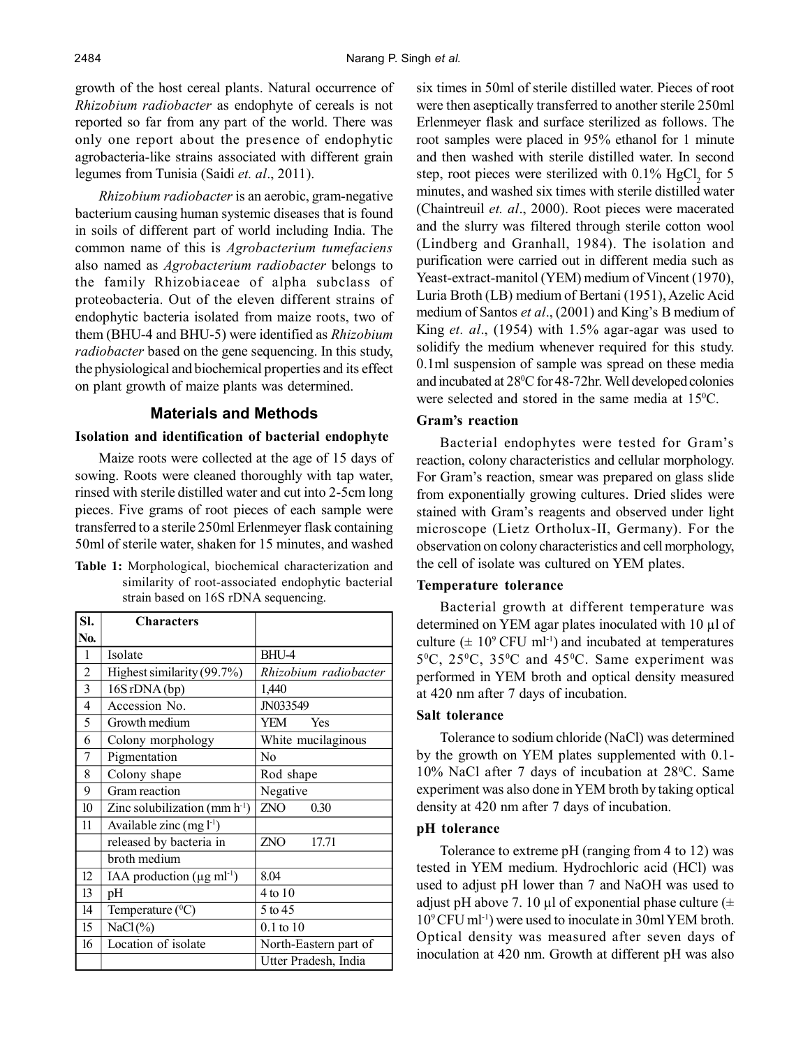growth of the host cereal plants. Natural occurrence of *Rhizobium radiobacter* as endophyte of cereals is not reported so far from any part of the world. There was only one report about the presence of endophytic agrobacteria-like strains associated with different grain legumes from Tunisia (Saidi *et. al*., 2011).

*Rhizobium radiobacter* is an aerobic, gram-negative bacterium causing human systemic diseases that is found in soils of different part of world including India. The common name of this is *Agrobacterium tumefaciens* also named as *Agrobacterium radiobacter* belongs to the family Rhizobiaceae of alpha subclass of proteobacteria. Out of the eleven different strains of endophytic bacteria isolated from maize roots, two of them (BHU-4 and BHU-5) were identified as *Rhizobium radiobacter* based on the gene sequencing. In this study, the physiological and biochemical properties and its effect on plant growth of maize plants was determined.

## Materials and Methods

### Isolation and identification of bacterial endophyte

Maize roots were collected at the age of 15 days of sowing. Roots were cleaned thoroughly with tap water, rinsed with sterile distilled water and cut into 2-5cm long pieces. Five grams of root pieces of each sample were transferred to a sterile 250ml Erlenmeyer flask containing 50ml of sterile water, shaken for 15 minutes, and washed six times in 50ml of sterile distilled water. Pieces of root were then aseptically transferred to another sterile 250ml Erlenmeyer flask and surface sterilized as follows. The root samples were placed in 95% ethanol for 1 minute and then washed with sterile distilled water. In second step, root pieces were sterilized with 0.1% $HgCl_2$ for 5 minutes, and washed six times with sterile distilled water (Chaintreuil *et. al*., 2000). Root pieces were macerated and the slurry was filtered through sterile cotton wool (Lindberg and Granhall, 1984). The isolation and purification were carried out in different media such as Yeast-extract-manitol (YEM) medium of Vincent (1970), Luria Broth (LB) medium of Bertani (1951), Azelic Acid medium of Santos *et al*., (2001) and King's B medium of King *et. al*., (1954) with 1.5% agar-agar was used to solidify the medium whenever required for this study. 0.1ml suspension of sample was spread on these media and incubated at 28°C for 48-72hr. Well developed colonies were selected and stored in the same media at 15°C.

**Table 1:** Morphological, biochemical characterization and similarity of root-associated endophytic bacterial strain based on 16S rDNA sequencing.

| Sl. No. | Characters | |
|---|---|---|
| 1 | Isolate | BHU-4 |
| 2 | Highest similarity (99.7%) | *Rhizobium radiobacter* |
| 3 | 16S rDNA (bp) | 1,440 |
| 4 | Accession No. | JN033549 |
| 5 | Growth medium | YEM Yes |
| 6 | Colony morphology | White mucilaginous |
| 7 | Pigmentation | No |
| 8 | Colony shape | Rod shape |
| 9 | Gram reaction | Negative |
| 10 | Zinc solubilization (mm $h^{-1}$) | ZNO 0.30 |
| 11 | Available zinc (mg $l^{-1}$) released by bacteria in broth medium | ZNO 17.71 |
| 12 | IAA production (µg $ml^{-1}$) | 8.04 |
| 13 | pH | 4 to 10 |
| 14 | Temperature (°C) | 5 to 45 |
| 15 | NaCl (%) | 0.1 to 10 |
| 16 | Location of isolate | North-Eastern part of Utter Pradesh, India |

### Gram's reaction

Bacterial endophytes were tested for Gram's reaction, colony characteristics and cellular morphology. For Gram's reaction, smear was prepared on glass slide from exponentially growing cultures. Dried slides were stained with Gram's reagents and observed under light microscope (Lietz Ortholux-II, Germany). For the observation on colony characteristics and cell morphology, the cell of isolate was cultured on YEM plates.

### Temperature tolerance

Bacterial growth at different temperature was determined on YEM agar plates inoculated with 10 µl of culture (± $10^9$ CFU $ml^{-1}$) and incubated at temperatures 5°C, 25°C, 35°C and 45°C. Same experiment was performed in YEM broth and optical density measured at 420 nm after 7 days of incubation.

### Salt tolerance

Tolerance to sodium chloride (NaCl) was determined by the growth on YEM plates supplemented with 0.1-10% NaCl after 7 days of incubation at 28°C. Same experiment was also done in YEM broth by taking optical density at 420 nm after 7 days of incubation.

### pH tolerance

Tolerance to extreme pH (ranging from 4 to 12) was tested in YEM medium. Hydrochloric acid (HCl) was used to adjust pH lower than 7 and NaOH was used to adjust pH above 7. 10 µl of exponential phase culture (± $10^9$ CFU $ml^{-1}$) were used to inoculate in 30ml YEM broth. Optical density was measured after seven days of inoculation at 420 nm. Growth at different pH was also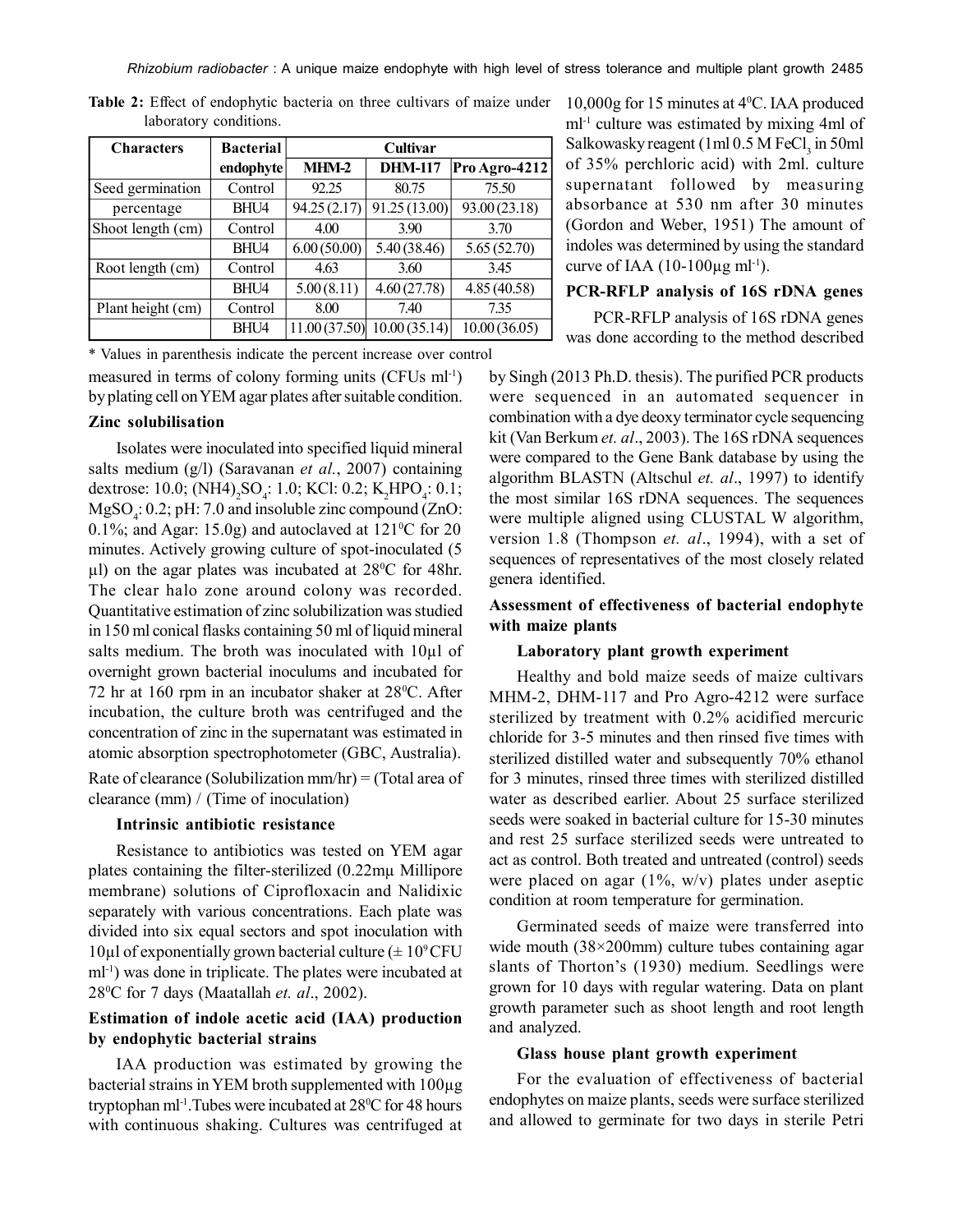**Table 2:** Effect of endophytic bacteria on three cultivars of maize under laboratory conditions.

| Characters | Bacterial endophyte | Cultivar | | |
|---|---|---|---|---|
| | | MHM-2 | DHM-117 | Pro Agro-4212 |
| Seed germination percentage | Control | 92.25 | 80.75 | 75.50 |
| | BHU4 | 94.25 (2.17) | 91.25 (13.00) | 93.00 (23.18) |
| Shoot length (cm) | Control | 4.00 | 3.90 | 3.70 |
| | BHU4 | 6.00 (50.00) | 5.40 (38.46) | 5.65 (52.70) |
| Root length (cm) | Control | 4.63 | 3.60 | 3.45 |
| | BHU4 | 5.00 (8.11) | 4.60 (27.78) | 4.85 (40.58) |
| Plant height (cm) | Control | 8.00 | 7.40 | 7.35 |
| | BHU4 | 11.00 (37.50) | 10.00 (35.14) | 10.00 (36.05) |

\* Values in parenthesis indicate the percent increase over control

measured in terms of colony forming units (CFUs ml$^{-1}$) by plating cell on YEM agar plates after suitable condition.

### Zinc solubilisation

Isolates were inoculated into specified liquid mineral salts medium (g/l) (Saravanan *et al.*, 2007) containing dextrose: 10.0; $(NH4)_2SO_4$: 1.0; KCl: 0.2; $K_2HPO_4$: 0.1; $MgSO_4$: 0.2; pH: 7.0 and insoluble zinc compound (ZnO: 0.1%; and Agar: 15.0g) and autoclaved at 121$^0$C for 20 minutes. Actively growing culture of spot-inoculated (5 µl) on the agar plates was incubated at 28$^0$C for 48hr. The clear halo zone around colony was recorded. Quantitative estimation of zinc solubilization was studied in 150 ml conical flasks containing 50 ml of liquid mineral salts medium. The broth was inoculated with 10µl of overnight grown bacterial inoculums and incubated for 72 hr at 160 rpm in an incubator shaker at 28$^0$C. After incubation, the culture broth was centrifuged and the concentration of zinc in the supernatant was estimated in atomic absorption spectrophotometer (GBC, Australia).

Rate of clearance (Solubilization mm/hr) = (Total area of clearance (mm) / (Time of inoculation)

#### Intrinsic antibiotic resistance

Resistance to antibiotics was tested on YEM agar plates containing the filter-sterilized (0.22mµ Millipore membrane) solutions of Ciprofloxacin and Nalidixic separately with various concentrations. Each plate was divided into six equal sectors and spot inoculation with 10µl of exponentially grown bacterial culture (± 10$^9$ CFU ml$^{-1}$) was done in triplicate. The plates were incubated at 28$^0$C for 7 days (Maatallah *et. al*., 2002).

### Estimation of indole acetic acid (IAA) production by endophytic bacterial strains

IAA production was estimated by growing the bacterial strains in YEM broth supplemented with 100µg tryptophan ml$^{-1}$. Tubes were incubated at 28$^0$C for 48 hours with continuous shaking. Cultures was centrifuged at 10,000g for 15 minutes at 4$^0$C. IAA produced ml$^{-1}$ culture was estimated by mixing 4ml of Salkowasky reagent (1ml 0.5 M $FeCl_3$ in 50ml of 35% perchloric acid) with 2ml. culture supernatant followed by measuring absorbance at 530 nm after 30 minutes (Gordon and Weber, 1951) The amount of indoles was determined by using the standard curve of IAA (10-100µg ml$^{-1}$).

### PCR-RFLP analysis of 16S rDNA genes

PCR-RFLP analysis of 16S rDNA genes was done according to the method described by Singh (2013 Ph.D. thesis). The purified PCR products were sequenced in an automated sequencer in combination with a dye deoxy terminator cycle sequencing kit (Van Berkum *et. al*., 2003). The 16S rDNA sequences were compared to the Gene Bank database by using the algorithm BLASTN (Altschul *et. al*., 1997) to identify the most similar 16S rDNA sequences. The sequences were multiple aligned using CLUSTAL W algorithm, version 1.8 (Thompson *et. al*., 1994), with a set of sequences of representatives of the most closely related genera identified.

### Assessment of effectiveness of bacterial endophyte with maize plants

#### Laboratory plant growth experiment

Healthy and bold maize seeds of maize cultivars MHM-2, DHM-117 and Pro Agro-4212 were surface sterilized by treatment with 0.2% acidified mercuric chloride for 3-5 minutes and then rinsed five times with sterilized distilled water and subsequently 70% ethanol for 3 minutes, rinsed three times with sterilized distilled water as described earlier. About 25 surface sterilized seeds were soaked in bacterial culture for 15-30 minutes and rest 25 surface sterilized seeds were untreated to act as control. Both treated and untreated (control) seeds were placed on agar (1%, w/v) plates under aseptic condition at room temperature for germination.

Germinated seeds of maize were transferred into wide mouth (38×200mm) culture tubes containing agar slants of Thorton's (1930) medium. Seedlings were grown for 10 days with regular watering. Data on plant growth parameter such as shoot length and root length and analyzed.

#### Glass house plant growth experiment

For the evaluation of effectiveness of bacterial endophytes on maize plants, seeds were surface sterilized and allowed to germinate for two days in sterile Petri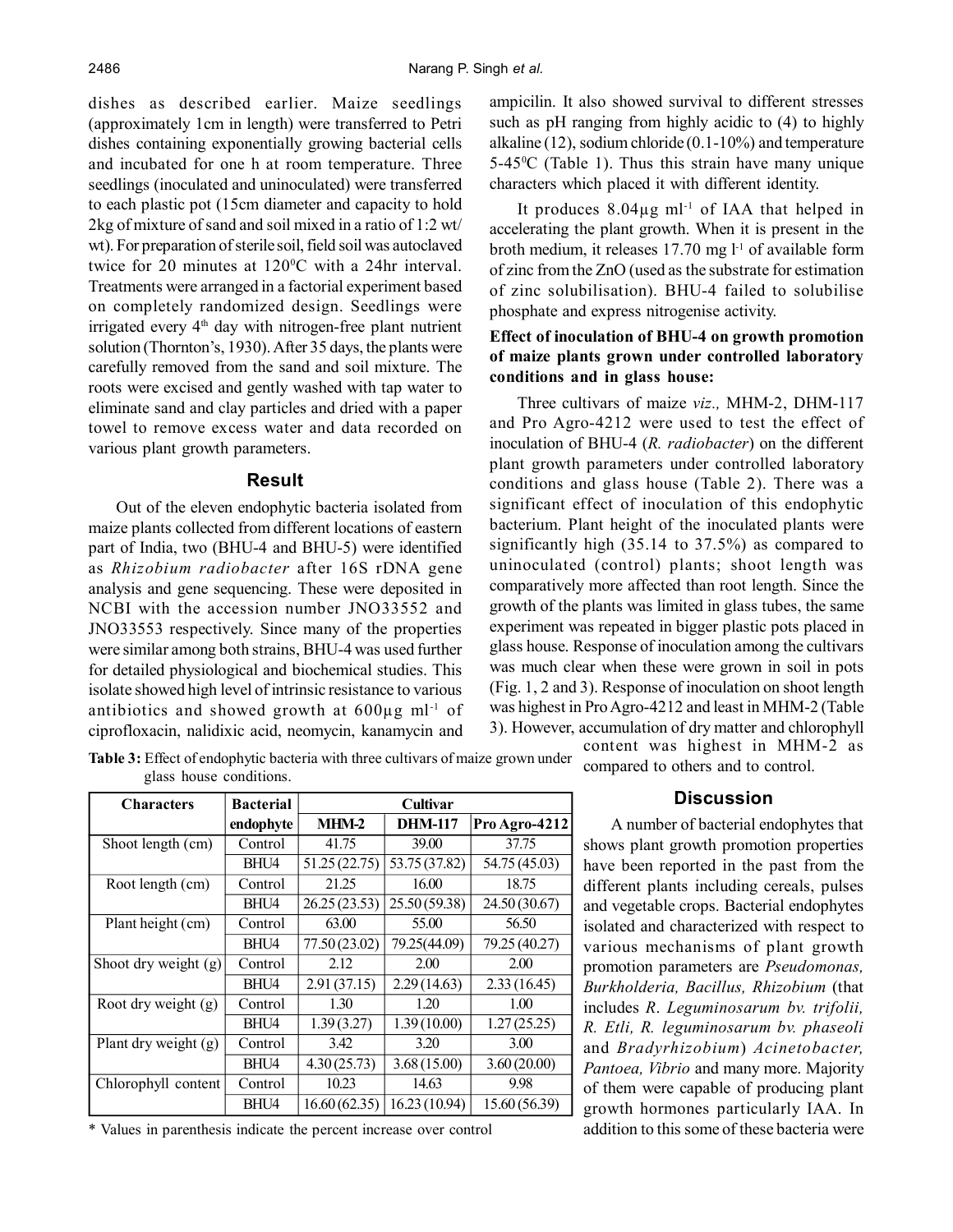dishes as described earlier. Maize seedlings (approximately 1cm in length) were transferred to Petri dishes containing exponentially growing bacterial cells and incubated for one h at room temperature. Three seedlings (inoculated and uninoculated) were transferred to each plastic pot (15cm diameter and capacity to hold 2kg of mixture of sand and soil mixed in a ratio of 1:2 wt/wt). For preparation of sterile soil, field soil was autoclaved twice for 20 minutes at 120$^0$C with a 24hr interval. Treatments were arranged in a factorial experiment based on completely randomized design. Seedlings were irrigated every 4$^{th}$ day with nitrogen-free plant nutrient solution (Thornton's, 1930). After 35 days, the plants were carefully removed from the sand and soil mixture. The roots were excised and gently washed with tap water to eliminate sand and clay particles and dried with a paper towel to remove excess water and data recorded on various plant growth parameters.

## Result

Out of the eleven endophytic bacteria isolated from maize plants collected from different locations of eastern part of India, two (BHU-4 and BHU-5) were identified as *Rhizobium radiobacter* after 16S rDNA gene analysis and gene sequencing. These were deposited in NCBI with the accession number JNO33552 and JNO33553 respectively. Since many of the properties were similar among both strains, BHU-4 was used further for detailed physiological and biochemical studies. This isolate showed high level of intrinsic resistance to various antibiotics and showed growth at 600µg ml$^{-1}$ of ciprofloxacin, nalidixic acid, neomycin, kanamycin and ampicilin. It also showed survival to different stresses such as pH ranging from highly acidic to (4) to highly alkaline (12), sodium chloride (0.1-10%) and temperature 5-45$^0$C (Table 1). Thus this strain have many unique characters which placed it with different identity.

It produces 8.04µg ml$^{-1}$ of IAA that helped in accelerating the plant growth. When it is present in the broth medium, it releases 17.70 mg l$^{-1}$ of available form of zinc from the ZnO (used as the substrate for estimation of zinc solubilisation). BHU-4 failed to solubilise phosphate and express nitrogenise activity.

**Effect of inoculation of BHU-4 on growth promotion of maize plants grown under controlled laboratory conditions and in glass house:**

Three cultivars of maize *viz.,* MHM-2, DHM-117 and Pro Agro-4212 were used to test the effect of inoculation of BHU-4 (*R. radiobacter*) on the different plant growth parameters under controlled laboratory conditions and glass house (Table 2). There was a significant effect of inoculation of this endophytic bacterium. Plant height of the inoculated plants were significantly high (35.14 to 37.5%) as compared to uninoculated (control) plants; shoot length was comparatively more affected than root length. Since the growth of the plants was limited in glass tubes, the same experiment was repeated in bigger plastic pots placed in glass house. Response of inoculation among the cultivars was much clear when these were grown in soil in pots (Fig. 1, 2 and 3). Response of inoculation on shoot length was highest in Pro Agro-4212 and least in MHM-2 (Table 3). However, accumulation of dry matter and chlorophyll content was highest in MHM-2 as compared to others and to control.

**Table 3:** Effect of endophytic bacteria with three cultivars of maize grown under glass house conditions.

| Characters | Bacterial endophyte | Cultivar | | |
|---|---|---|---|---|
| | | MHM-2 | DHM-117 | Pro Agro-4212 |
| Shoot length (cm) | Control | 41.75 | 39.00 | 37.75 |
| | BHU4 | 51.25 (22.75) | 53.75 (37.82) | 54.75 (45.03) |
| Root length (cm) | Control | 21.25 | 16.00 | 18.75 |
| | BHU4 | 26.25 (23.53) | 25.50 (59.38) | 24.50 (30.67) |
| Plant height (cm) | Control | 63.00 | 55.00 | 56.50 |
| | BHU4 | 77.50 (23.02) | 79.25(44.09) | 79.25 (40.27) |
| Shoot dry weight (g) | Control | 2.12 | 2.00 | 2.00 |
| | BHU4 | 2.91 (37.15) | 2.29 (14.63) | 2.33 (16.45) |
| Root dry weight (g) | Control | 1.30 | 1.20 | 1.00 |
| | BHU4 | 1.39 (3.27) | 1.39 (10.00) | 1.27 (25.25) |
| Plant dry weight (g) | Control | 3.42 | 3.20 | 3.00 |
| | BHU4 | 4.30 (25.73) | 3.68 (15.00) | 3.60 (20.00) |
| Chlorophyll content | Control | 10.23 | 14.63 | 9.98 |
| | BHU4 | 16.60 (62.35) | 16.23 (10.94) | 15.60 (56.39) |

\* Values in parenthesis indicate the percent increase over control

## Discussion

A number of bacterial endophytes that shows plant growth promotion properties have been reported in the past from the different plants including cereals, pulses and vegetable crops. Bacterial endophytes isolated and characterized with respect to various mechanisms of plant growth promotion parameters are *Pseudomonas, Burkholderia, Bacillus, Rhizobium* (that includes *R. Leguminosarum bv. trifolii, R. Etli, R. leguminosarum bv. phaseoli* and *Bradyrhizobium*) *Acinetobacter, Pantoea, Vibrio* and many more. Majority of them were capable of producing plant growth hormones particularly IAA. In addition to this some of these bacteria were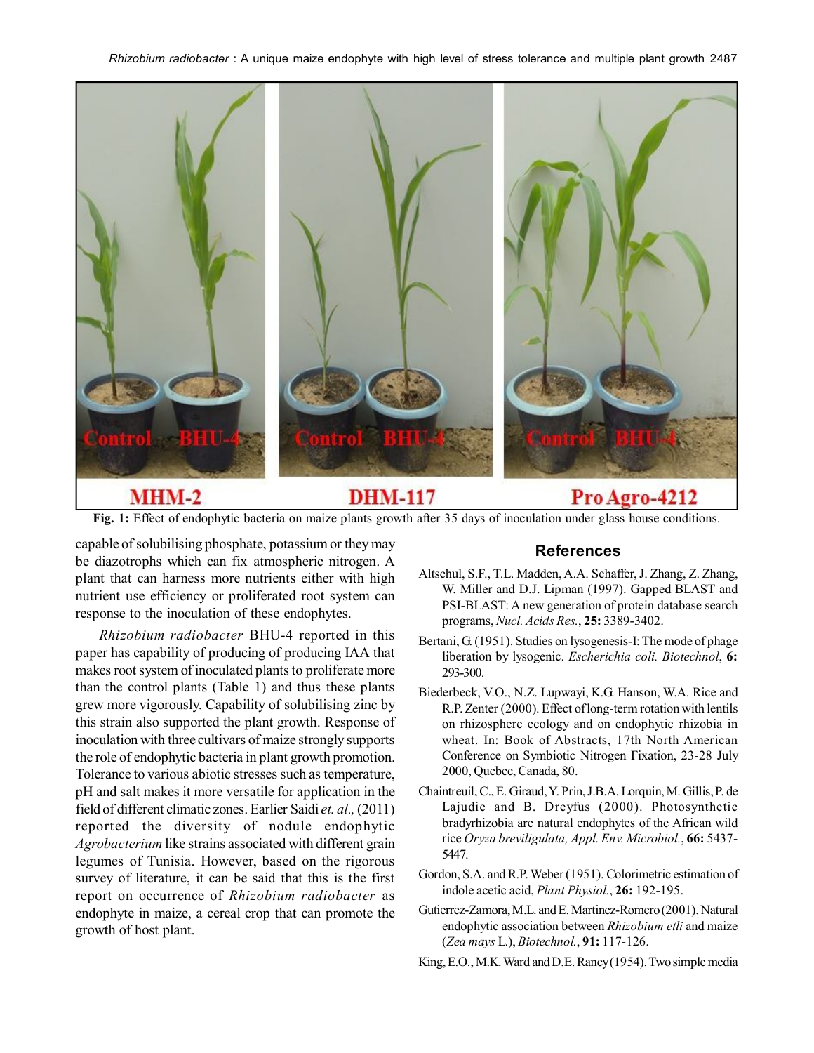Fig. 1: Effect of endophytic bacteria on maize plants growth after 35 days of inoculation under glass house conditions.

capable of solubilising phosphate, potassium or they may be diazotrophs which can fix atmospheric nitrogen. A plant that can harness more nutrients either with high nutrient use efficiency or proliferated root system can response to the inoculation of these endophytes.

*Rhizobium radiobacter* BHU-4 reported in this paper has capability of producing of producing IAA that makes root system of inoculated plants to proliferate more than the control plants (Table 1) and thus these plants grew more vigorously. Capability of solubilising zinc by this strain also supported the plant growth. Response of inoculation with three cultivars of maize strongly supports the role of endophytic bacteria in plant growth promotion. Tolerance to various abiotic stresses such as temperature, pH and salt makes it more versatile for application in the field of different climatic zones. Earlier Saidi *et. al.,* (2011) reported the diversity of nodule endophytic *Agrobacterium* like strains associated with different grain legumes of Tunisia. However, based on the rigorous survey of literature, it can be said that this is the first report on occurrence of *Rhizobium radiobacter* as endophyte in maize, a cereal crop that can promote the growth of host plant.

## References

Altschul, S.F., T.L. Madden, A.A. Schaffer, J. Zhang, Z. Zhang, W. Miller and D.J. Lipman (1997). Gapped BLAST and PSI-BLAST: A new generation of protein database search programs, *Nucl. Acids Res.*, **25:** 3389-3402.

Bertani, G. (1951). Studies on lysogenesis-I: The mode of phage liberation by lysogenic. *Escherichia coli. Biotechnol*, **6:** 293-300.

Biederbeck, V.O., N.Z. Lupwayi, K.G. Hanson, W.A. Rice and R.P. Zenter (2000). Effect of long-term rotation with lentils on rhizosphere ecology and on endophytic rhizobia in wheat. In: Book of Abstracts, 17th North American Conference on Symbiotic Nitrogen Fixation, 23-28 July 2000, Quebec, Canada, 80.

Chaintreuil, C., E. Giraud, Y. Prin, J.B.A. Lorquin, M. Gillis, P. de Lajudie and B. Dreyfus (2000). Photosynthetic bradyrhizobia are natural endophytes of the African wild rice *Oryza breviligulata, Appl. Env. Microbiol.*, **66:** 5437-5447.

Gordon, S.A. and R.P. Weber (1951). Colorimetric estimation of indole acetic acid, *Plant Physiol.*, **26:** 192-195.

Gutierrez-Zamora, M.L. and E. Martinez-Romero (2001). Natural endophytic association between *Rhizobium etli* and maize (*Zea mays* L.), *Biotechnol.*, **91:** 117-126.

King, E.O., M.K. Ward and D.E. Raney (1954). Two simple media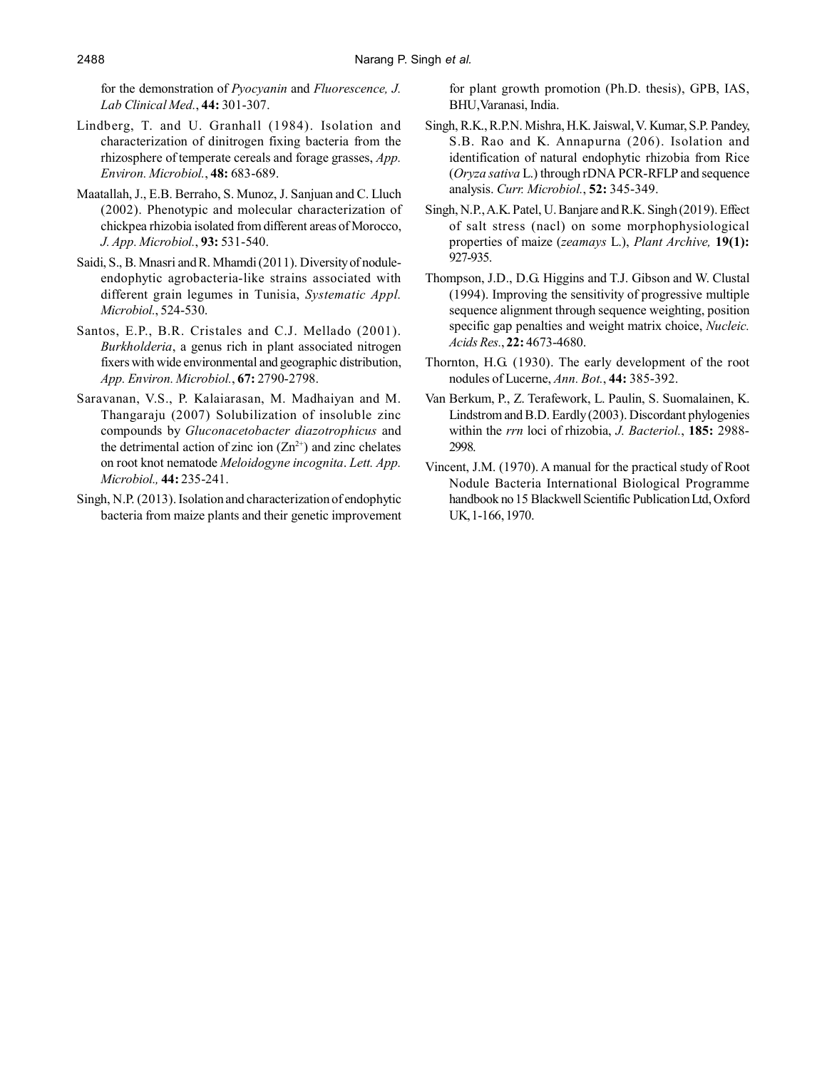for the demonstration of *Pyocyanin* and *Fluorescence, J. Lab Clinical Med.*, **44:** 301-307.

Lindberg, T. and U. Granhall (1984). Isolation and characterization of dinitrogen fixing bacteria from the rhizosphere of temperate cereals and forage grasses, *App. Environ. Microbiol.*, **48:** 683-689.

Maatallah, J., E.B. Berraho, S. Munoz, J. Sanjuan and C. Lluch (2002). Phenotypic and molecular characterization of chickpea rhizobia isolated from different areas of Morocco, *J. App. Microbiol.*, **93:** 531-540.

Saidi, S., B. Mnasri and R. Mhamdi (2011). Diversity of nodule-endophytic agrobacteria-like strains associated with different grain legumes in Tunisia, *Systematic Appl. Microbiol.*, 524-530.

Santos, E.P., B.R. Cristales and C.J. Mellado (2001). *Burkholderia*, a genus rich in plant associated nitrogen fixers with wide environmental and geographic distribution, *App. Environ. Microbiol.*, **67:** 2790-2798.

Saravanan, V.S., P. Kalaiarasan, M. Madhaiyan and M. Thangaraju (2007) Solubilization of insoluble zinc compounds by *Gluconacetobacter diazotrophicus* and the detrimental action of zinc ion ($Zn^{2+}$) and zinc chelates on root knot nematode *Meloidogyne incognita*. *Lett. App. Microbiol.,* **44:** 235-241.

Singh, N.P. (2013). Isolation and characterization of endophytic bacteria from maize plants and their genetic improvement for plant growth promotion (Ph.D. thesis), GPB, IAS, BHU,Varanasi, India.

Singh, R.K., R.P.N. Mishra, H.K. Jaiswal, V. Kumar, S.P. Pandey, S.B. Rao and K. Annapurna (206). Isolation and identification of natural endophytic rhizobia from Rice (*Oryza sativa* L.) through rDNA PCR-RFLP and sequence analysis. *Curr. Microbiol.*, **52:** 345-349.

Singh, N.P., A.K. Patel, U. Banjare and R.K. Singh (2019). Effect of salt stress (nacl) on some morphophysiological properties of maize (*zeamays* L.), *Plant Archive,* **19(1):** 927-935.

Thompson, J.D., D.G. Higgins and T.J. Gibson and W. Clustal (1994). Improving the sensitivity of progressive multiple sequence alignment through sequence weighting, position specific gap penalties and weight matrix choice, *Nucleic. Acids Res.*, **22:** 4673-4680.

Thornton, H.G. (1930). The early development of the root nodules of Lucerne, *Ann. Bot.*, **44:** 385-392.

Van Berkum, P., Z. Terafework, L. Paulin, S. Suomalainen, K. Lindstrom and B.D. Eardly (2003). Discordant phylogenies within the *rrn* loci of rhizobia, *J. Bacteriol.*, **185:** 2988-2998.

Vincent, J.M. (1970). A manual for the practical study of Root Nodule Bacteria International Biological Programme handbook no 15 Blackwell Scientific Publication Ltd, Oxford UK, 1-166, 1970.